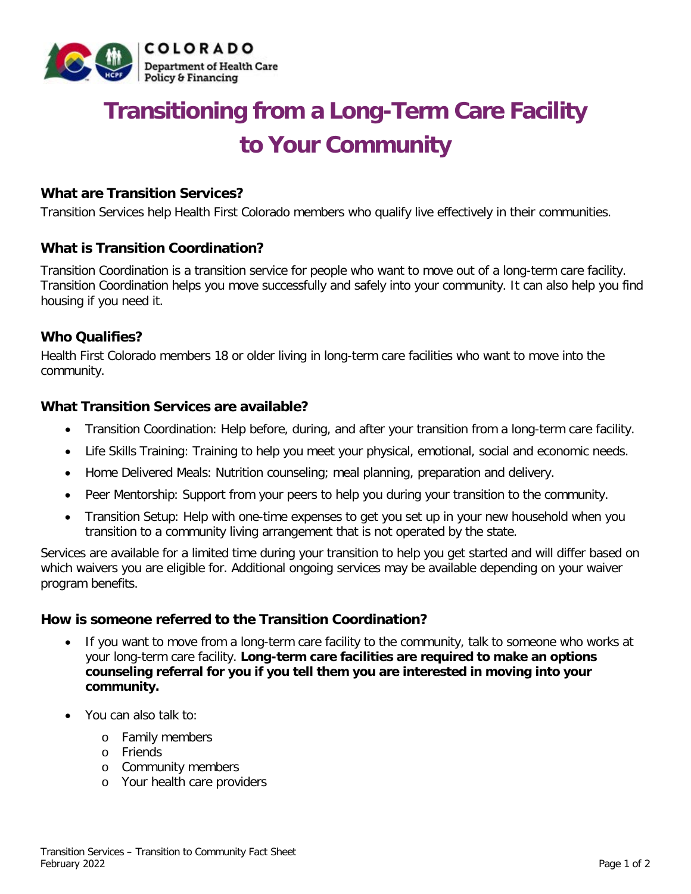COLORADO
Department of Health Care Policy & Financing

# Transitioning from a Long-Term Care Facility to Your Community

### What are Transition Services?

Transition Services help Health First Colorado members who qualify live effectively in their communities.

### What is Transition Coordination?

Transition Coordination is a transition service for people who want to move out of a long-term care facility. Transition Coordination helps you move successfully and safely into your community. It can also help you find housing if you need it.

### Who Qualifies?

Health First Colorado members 18 or older living in long-term care facilities who want to move into the community.

### What Transition Services are available?

- Transition Coordination: Help before, during, and after your transition from a long-term care facility.
- Life Skills Training: Training to help you meet your physical, emotional, social and economic needs.
- Home Delivered Meals: Nutrition counseling; meal planning, preparation and delivery.
- Peer Mentorship: Support from your peers to help you during your transition to the community.
- Transition Setup: Help with one-time expenses to get you set up in your new household when you transition to a community living arrangement that is not operated by the state.

Services are available for a limited time during your transition to help you get started and will differ based on which waivers you are eligible for. Additional ongoing services may be available depending on your waiver program benefits.

### How is someone referred to the Transition Coordination?

- If you want to move from a long-term care facility to the community, talk to someone who works at your long-term care facility. **Long-term care facilities are required to make an options counseling referral for you if you tell them you are interested in moving into your community.**
- You can also talk to:
  - Family members
  - Friends
  - Community members
  - Your health care providers

Transition Services – Transition to Community Fact Sheet
February 2022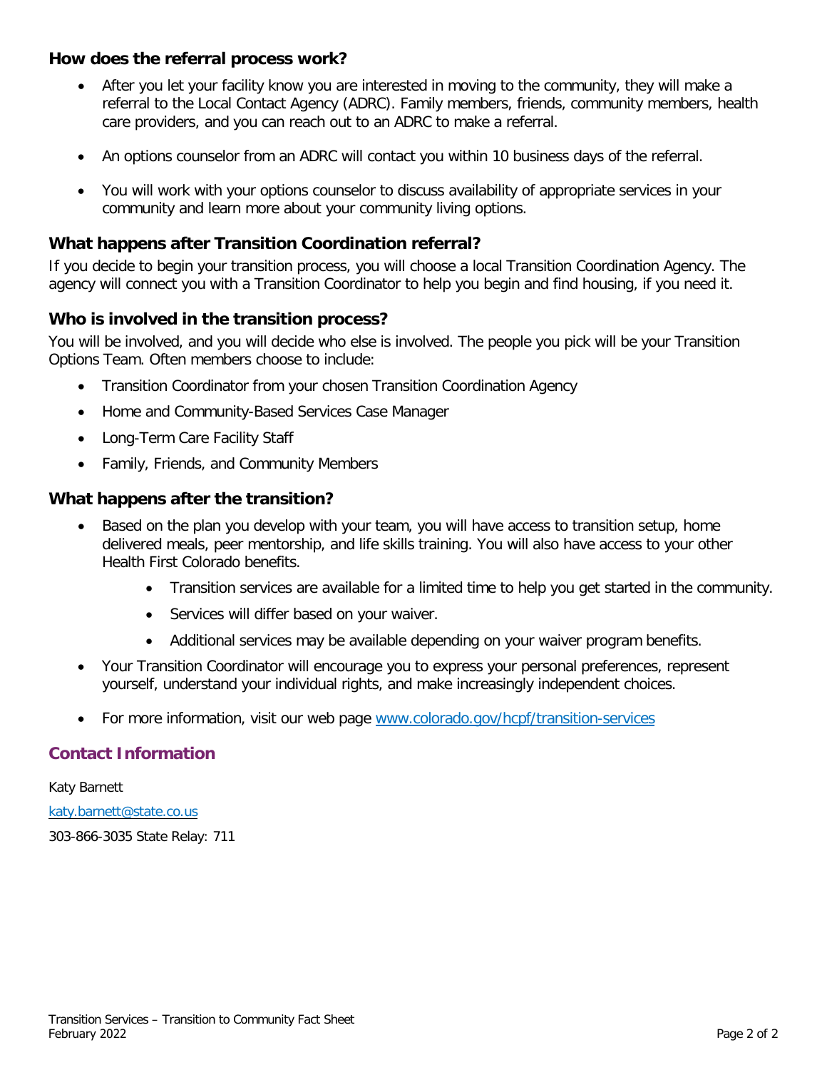### How does the referral process work?

- After you let your facility know you are interested in moving to the community, they will make a referral to the Local Contact Agency (ADRC). Family members, friends, community members, health care providers, and you can reach out to an ADRC to make a referral.
- An options counselor from an ADRC will contact you within 10 business days of the referral.
- You will work with your options counselor to discuss availability of appropriate services in your community and learn more about your community living options.

### What happens after Transition Coordination referral?

If you decide to begin your transition process, you will choose a local Transition Coordination Agency. The agency will connect you with a Transition Coordinator to help you begin and find housing, if you need it.

### Who is involved in the transition process?

You will be involved, and you will decide who else is involved. The people you pick will be your Transition Options Team. Often members choose to include:

- Transition Coordinator from your chosen Transition Coordination Agency
- Home and Community-Based Services Case Manager
- Long-Term Care Facility Staff
- Family, Friends, and Community Members

### What happens after the transition?

- Based on the plan you develop with your team, you will have access to transition setup, home delivered meals, peer mentorship, and life skills training. You will also have access to your other Health First Colorado benefits.
  - Transition services are available for a limited time to help you get started in the community.
  - Services will differ based on your waiver.
  - Additional services may be available depending on your waiver program benefits.
- Your Transition Coordinator will encourage you to express your personal preferences, represent yourself, understand your individual rights, and make increasingly independent choices.
- For more information, visit our web page [www.colorado.gov/hcpf/transition-services](www.colorado.gov/hcpf/transition-services)

## Contact Information

Katy Barnett

[katy.barnett@state.co.us](mailto:katy.barnett@state.co.us)

303-866-3035 State Relay: 711